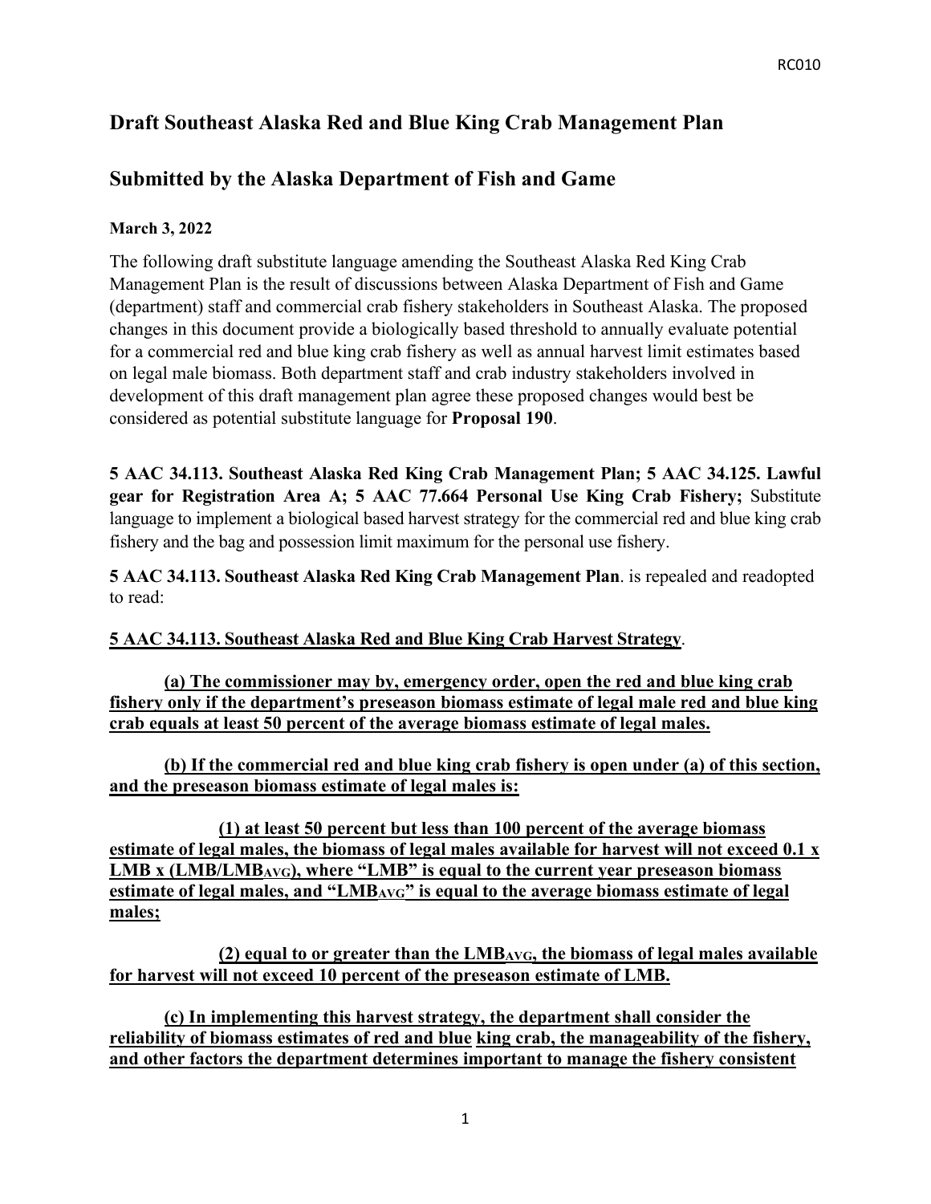# Draft Southeast Alaska Red and Blue King Crab Management Plan

## Submitted by the Alaska Department of Fish and Game

**March 3, 2022**

The following draft substitute language amending the Southeast Alaska Red King Crab Management Plan is the result of discussions between Alaska Department of Fish and Game (department) staff and commercial crab fishery stakeholders in Southeast Alaska. The proposed changes in this document provide a biologically based threshold to annually evaluate potential for a commercial red and blue king crab fishery as well as annual harvest limit estimates based on legal male biomass. Both department staff and crab industry stakeholders involved in development of this draft management plan agree these proposed changes would best be considered as potential substitute language for **Proposal 190**.

**5 AAC 34.113. Southeast Alaska Red King Crab Management Plan; 5 AAC 34.125. Lawful gear for Registration Area A; 5 AAC 77.664 Personal Use King Crab Fishery;** Substitute language to implement a biological based harvest strategy for the commercial red and blue king crab fishery and the bag and possession limit maximum for the personal use fishery.

**5 AAC 34.113. Southeast Alaska Red King Crab Management Plan**. is repealed and readopted to read:

<u>**5 AAC 34.113. Southeast Alaska Red and Blue King Crab Harvest Strategy**</u>.

<u>**(a) The commissioner may by, emergency order, open the red and blue king crab fishery only if the department's preseason biomass estimate of legal male red and blue king crab equals at least 50 percent of the average biomass estimate of legal males.**</u>

<u>**(b) If the commercial red and blue king crab fishery is open under (a) of this section, and the preseason biomass estimate of legal males is:**</u>

<u>**(1) at least 50 percent but less than 100 percent of the average biomass estimate of legal males, the biomass of legal males available for harvest will not exceed 0.1 x LMB x (LMB/$LMB_{AVG}$), where "LMB" is equal to the current year preseason biomass estimate of legal males, and "$LMB_{AVG}$" is equal to the average biomass estimate of legal males;**</u>

<u>**(2) equal to or greater than the $LMB_{AVG}$, the biomass of legal males available for harvest will not exceed 10 percent of the preseason estimate of LMB.**</u>

<u>**(c) In implementing this harvest strategy, the department shall consider the reliability of biomass estimates of red and blue king crab, the manageability of the fishery, and other factors the department determines important to manage the fishery consistent**</u>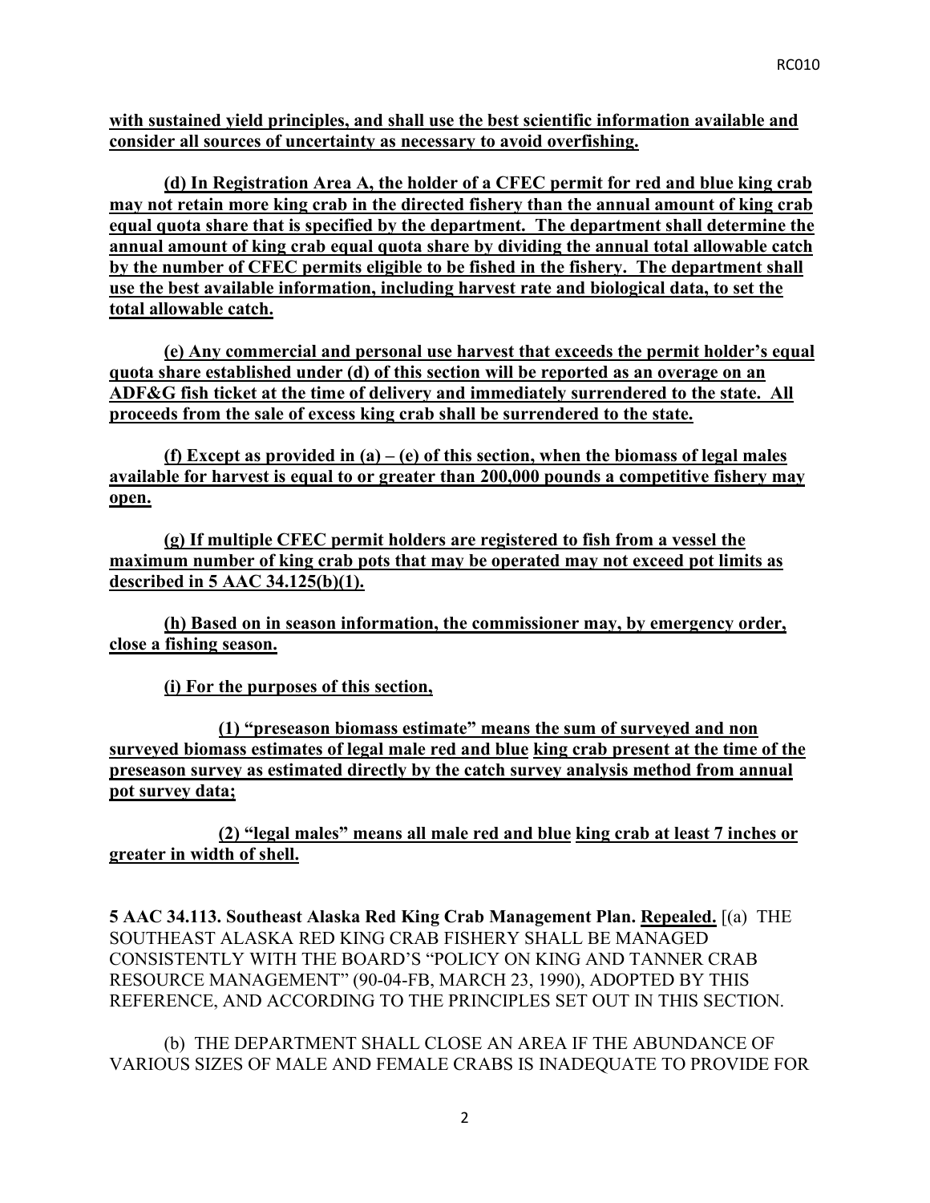**with sustained yield principles, and shall use the best scientific information available and consider all sources of uncertainty as necessary to avoid overfishing.**

**(d) In Registration Area A, the holder of a CFEC permit for red and blue king crab may not retain more king crab in the directed fishery than the annual amount of king crab equal quota share that is specified by the department. The department shall determine the annual amount of king crab equal quota share by dividing the annual total allowable catch by the number of CFEC permits eligible to be fished in the fishery. The department shall use the best available information, including harvest rate and biological data, to set the total allowable catch.**

**(e) Any commercial and personal use harvest that exceeds the permit holder's equal quota share established under (d) of this section will be reported as an overage on an ADF&G fish ticket at the time of delivery and immediately surrendered to the state. All proceeds from the sale of excess king crab shall be surrendered to the state.**

**(f) Except as provided in (a) – (e) of this section, when the biomass of legal males available for harvest is equal to or greater than 200,000 pounds a competitive fishery may open.**

**(g) If multiple CFEC permit holders are registered to fish from a vessel the maximum number of king crab pots that may be operated may not exceed pot limits as described in 5 AAC 34.125(b)(1).**

**(h) Based on in season information, the commissioner may, by emergency order, close a fishing season.**

**(i) For the purposes of this section,**

**(1) "preseason biomass estimate" means the sum of surveyed and non surveyed biomass estimates of legal male red and blue** king crab **present at the time of the preseason survey as estimated directly by the catch survey analysis method from annual pot survey data;**

**(2) "legal males" means all male red and blue** king crab **at least 7 inches or greater in width of shell.**

**5 AAC 34.113. Southeast Alaska Red King Crab Management Plan. Repealed.** [(a) THE SOUTHEAST ALASKA RED KING CRAB FISHERY SHALL BE MANAGED CONSISTENTLY WITH THE BOARD'S "POLICY ON KING AND TANNER CRAB RESOURCE MANAGEMENT" (90-04-FB, MARCH 23, 1990), ADOPTED BY THIS REFERENCE, AND ACCORDING TO THE PRINCIPLES SET OUT IN THIS SECTION.

(b) THE DEPARTMENT SHALL CLOSE AN AREA IF THE ABUNDANCE OF VARIOUS SIZES OF MALE AND FEMALE CRABS IS INADEQUATE TO PROVIDE FOR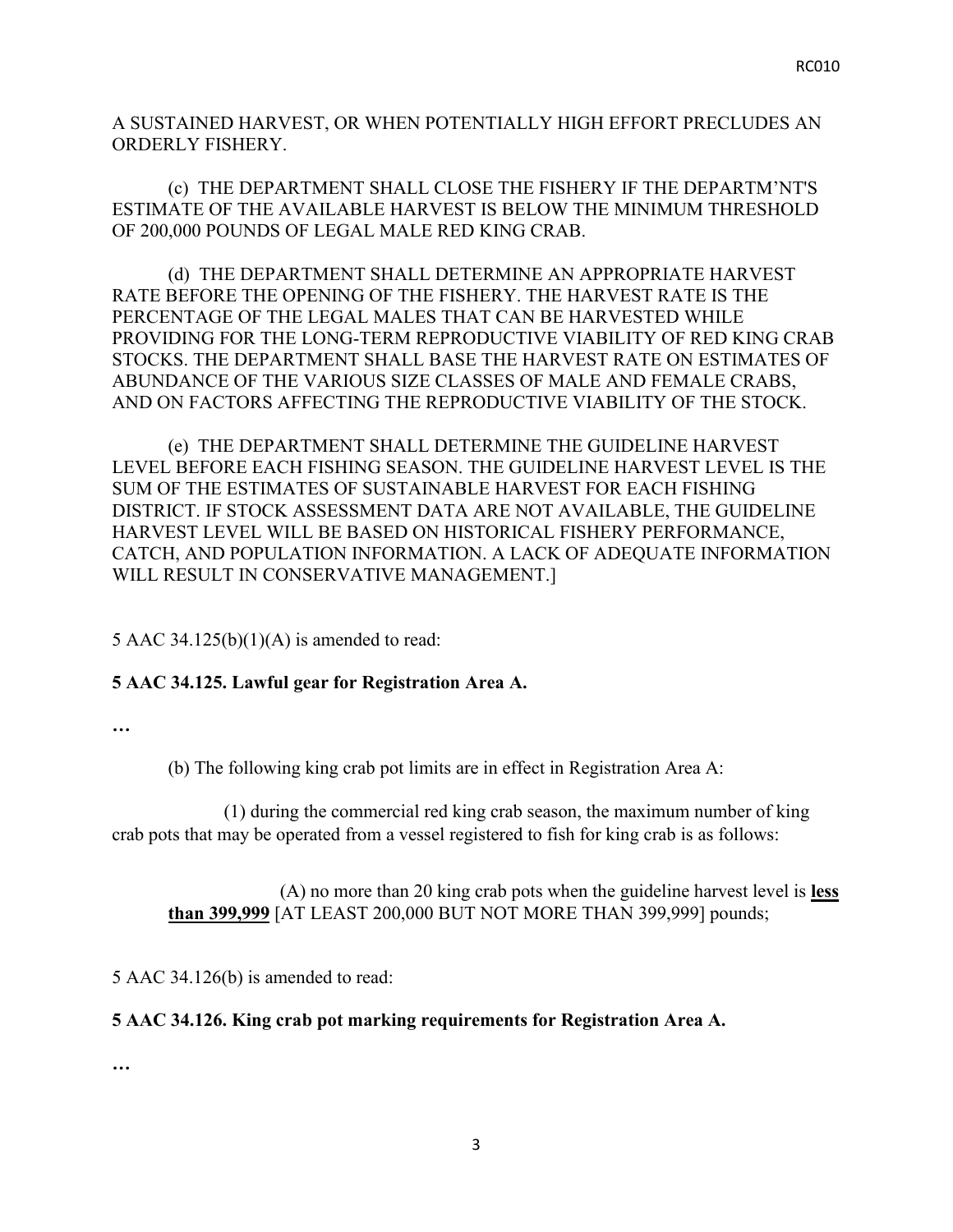A SUSTAINED HARVEST, OR WHEN POTENTIALLY HIGH EFFORT PRECLUDES AN ORDERLY FISHERY.

(c) THE DEPARTMENT SHALL CLOSE THE FISHERY IF THE DEPARTM'NT'S ESTIMATE OF THE AVAILABLE HARVEST IS BELOW THE MINIMUM THRESHOLD OF 200,000 POUNDS OF LEGAL MALE RED KING CRAB.

(d) THE DEPARTMENT SHALL DETERMINE AN APPROPRIATE HARVEST RATE BEFORE THE OPENING OF THE FISHERY. THE HARVEST RATE IS THE PERCENTAGE OF THE LEGAL MALES THAT CAN BE HARVESTED WHILE PROVIDING FOR THE LONG-TERM REPRODUCTIVE VIABILITY OF RED KING CRAB STOCKS. THE DEPARTMENT SHALL BASE THE HARVEST RATE ON ESTIMATES OF ABUNDANCE OF THE VARIOUS SIZE CLASSES OF MALE AND FEMALE CRABS, AND ON FACTORS AFFECTING THE REPRODUCTIVE VIABILITY OF THE STOCK.

(e) THE DEPARTMENT SHALL DETERMINE THE GUIDELINE HARVEST LEVEL BEFORE EACH FISHING SEASON. THE GUIDELINE HARVEST LEVEL IS THE SUM OF THE ESTIMATES OF SUSTAINABLE HARVEST FOR EACH FISHING DISTRICT. IF STOCK ASSESSMENT DATA ARE NOT AVAILABLE, THE GUIDELINE HARVEST LEVEL WILL BE BASED ON HISTORICAL FISHERY PERFORMANCE, CATCH, AND POPULATION INFORMATION. A LACK OF ADEQUATE INFORMATION WILL RESULT IN CONSERVATIVE MANAGEMENT.]

5 AAC 34.125(b)(1)(A) is amended to read:

**5 AAC 34.125. Lawful gear for Registration Area A.**

**…**

(b) The following king crab pot limits are in effect in Registration Area A:

(1) during the commercial red king crab season, the maximum number of king crab pots that may be operated from a vessel registered to fish for king crab is as follows:

(A) no more than 20 king crab pots when the guideline harvest level is **<u>less than 399,999</u>** [AT LEAST 200,000 BUT NOT MORE THAN 399,999] pounds;

5 AAC 34.126(b) is amended to read:

**5 AAC 34.126. King crab pot marking requirements for Registration Area A.**

**…**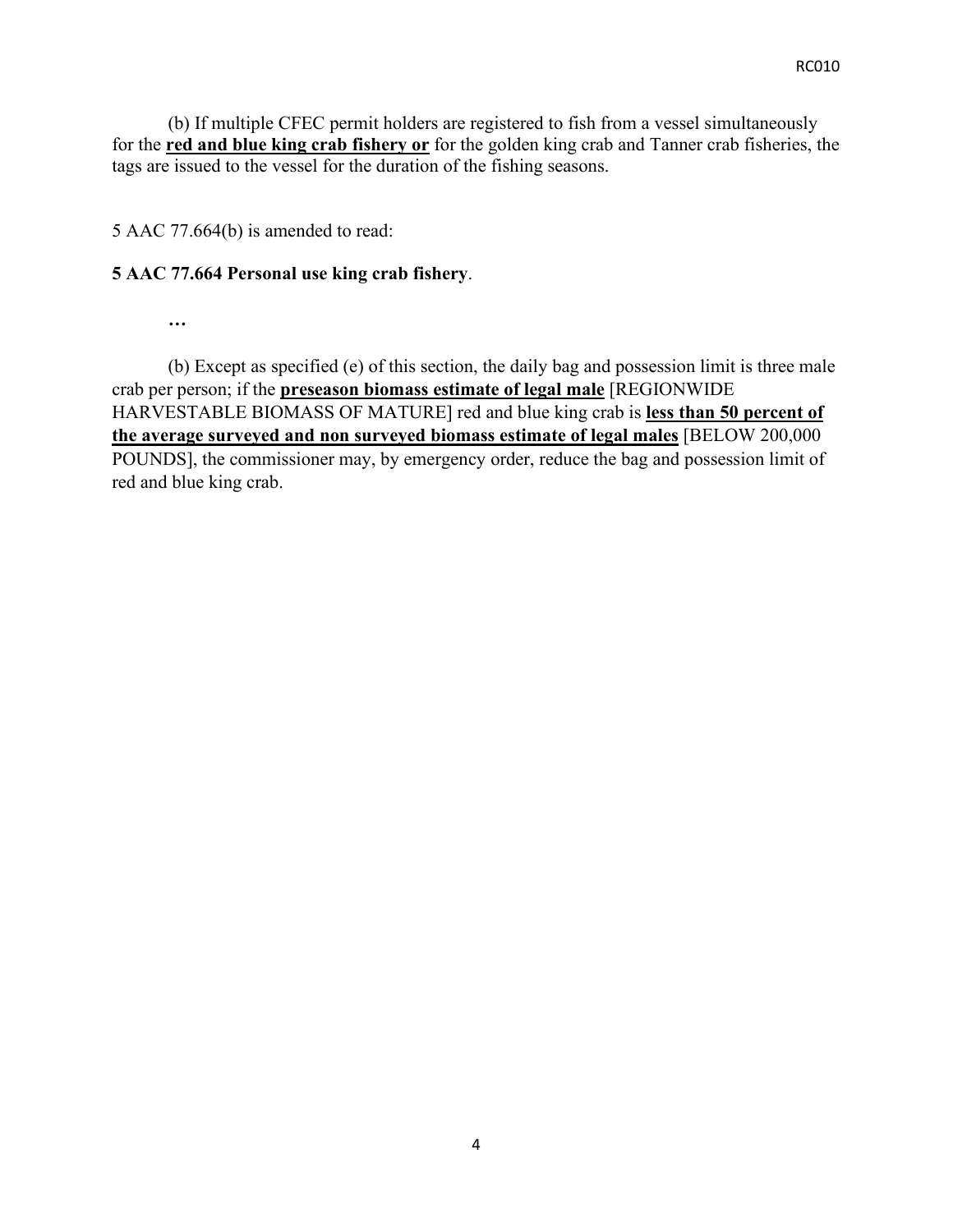(b) If multiple CFEC permit holders are registered to fish from a vessel simultaneously for the **red and blue king crab fishery or** for the golden king crab and Tanner crab fisheries, the tags are issued to the vessel for the duration of the fishing seasons.

5 AAC 77.664(b) is amended to read:

**5 AAC 77.664 Personal use king crab fishery**.

**…**

(b) Except as specified (e) of this section, the daily bag and possession limit is three male crab per person; if the **preseason biomass estimate of legal male** [REGIONWIDE HARVESTABLE BIOMASS OF MATURE] red and blue king crab is **less than 50 percent of the average surveyed and non surveyed biomass estimate of legal males** [BELOW 200,000 POUNDS], the commissioner may, by emergency order, reduce the bag and possession limit of red and blue king crab.